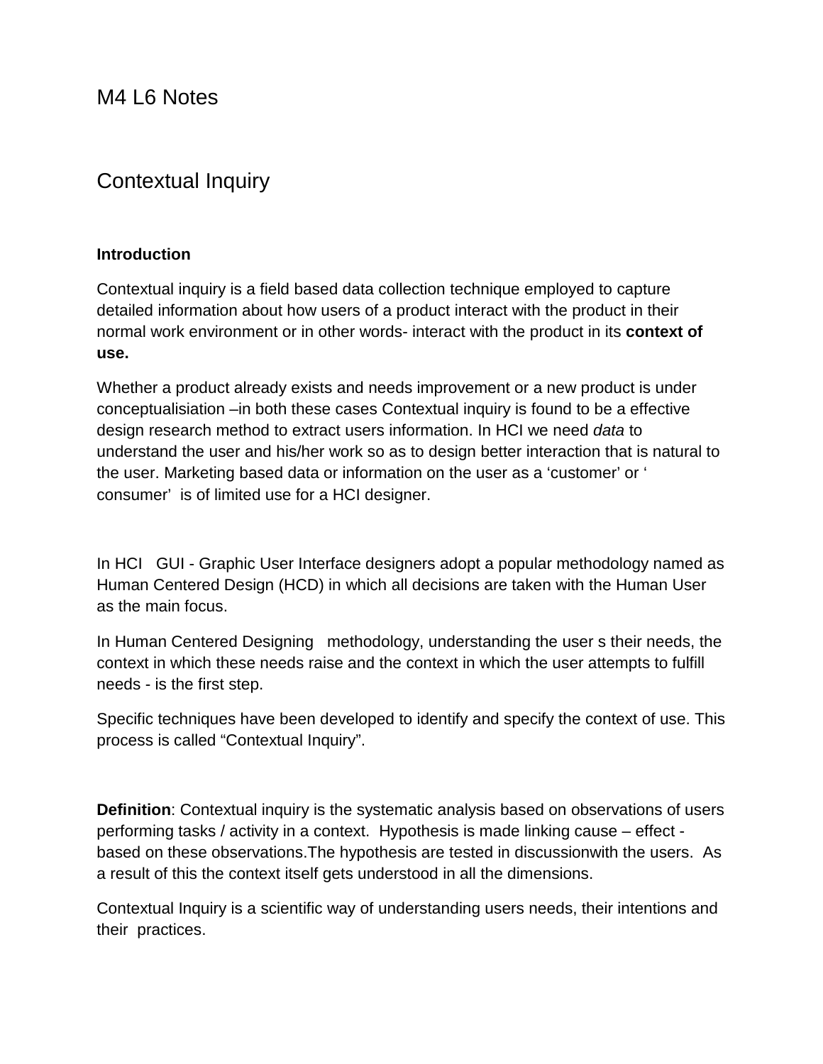# M4 L6 Notes

## Contextual Inquiry

**Introduction**

Contextual inquiry is a field based data collection technique employed to capture detailed information about how users of a product interact with the product in their normal work environment or in other words- interact with the product in its **context of use.**

Whether a product already exists and needs improvement or a new product is under conceptualisiation –in both these cases Contextual inquiry is found to be a effective design research method to extract users information. In HCI we need *data* to understand the user and his/her work so as to design better interaction that is natural to the user. Marketing based data or information on the user as a 'customer' or ' consumer' is of limited use for a HCI designer.

In HCI GUI - Graphic User Interface designers adopt a popular methodology named as Human Centered Design (HCD) in which all decisions are taken with the Human User as the main focus.

In Human Centered Designing methodology, understanding the user s their needs, the context in which these needs raise and the context in which the user attempts to fulfill needs - is the first step.

Specific techniques have been developed to identify and specify the context of use. This process is called "Contextual Inquiry".

**Definition**: Contextual inquiry is the systematic analysis based on observations of users performing tasks / activity in a context. Hypothesis is made linking cause – effect - based on these observations.The hypothesis are tested in discussionwith the users. As a result of this the context itself gets understood in all the dimensions.

Contextual Inquiry is a scientific way of understanding users needs, their intentions and their practices.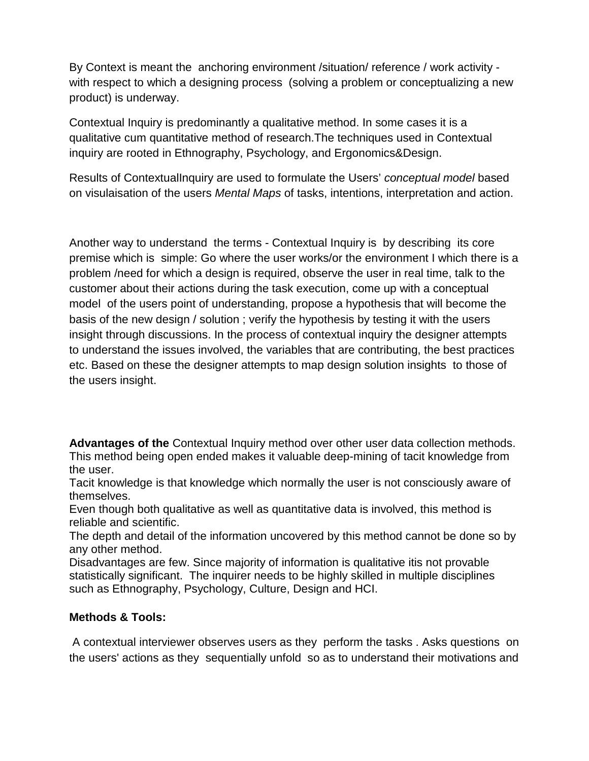By Context is meant the anchoring environment /situation/ reference / work activity - with respect to which a designing process (solving a problem or conceptualizing a new product) is underway.

Contextual Inquiry is predominantly a qualitative method. In some cases it is a qualitative cum quantitative method of research.The techniques used in Contextual inquiry are rooted in Ethnography, Psychology, and Ergonomics&Design.

Results of ContextualInquiry are used to formulate the Users' *conceptual model* based on visulaisation of the users *Mental Maps* of tasks, intentions, interpretation and action.

Another way to understand the terms - Contextual Inquiry is by describing its core premise which is simple: Go where the user works/or the environment I which there is a problem /need for which a design is required, observe the user in real time, talk to the customer about their actions during the task execution, come up with a conceptual model of the users point of understanding, propose a hypothesis that will become the basis of the new design / solution ; verify the hypothesis by testing it with the users insight through discussions. In the process of contextual inquiry the designer attempts to understand the issues involved, the variables that are contributing, the best practices etc. Based on these the designer attempts to map design solution insights to those of the users insight.

**Advantages of the** Contextual Inquiry method over other user data collection methods.
This method being open ended makes it valuable deep-mining of tacit knowledge from the user.
Tacit knowledge is that knowledge which normally the user is not consciously aware of themselves.
Even though both qualitative as well as quantitative data is involved, this method is reliable and scientific.
The depth and detail of the information uncovered by this method cannot be done so by any other method.
Disadvantages are few. Since majority of information is qualitative itis not provable statistically significant. The inquirer needs to be highly skilled in multiple disciplines such as Ethnography, Psychology, Culture, Design and HCI.

**Methods & Tools:**

A contextual interviewer observes users as they perform the tasks . Asks questions on the users' actions as they sequentially unfold so as to understand their motivations and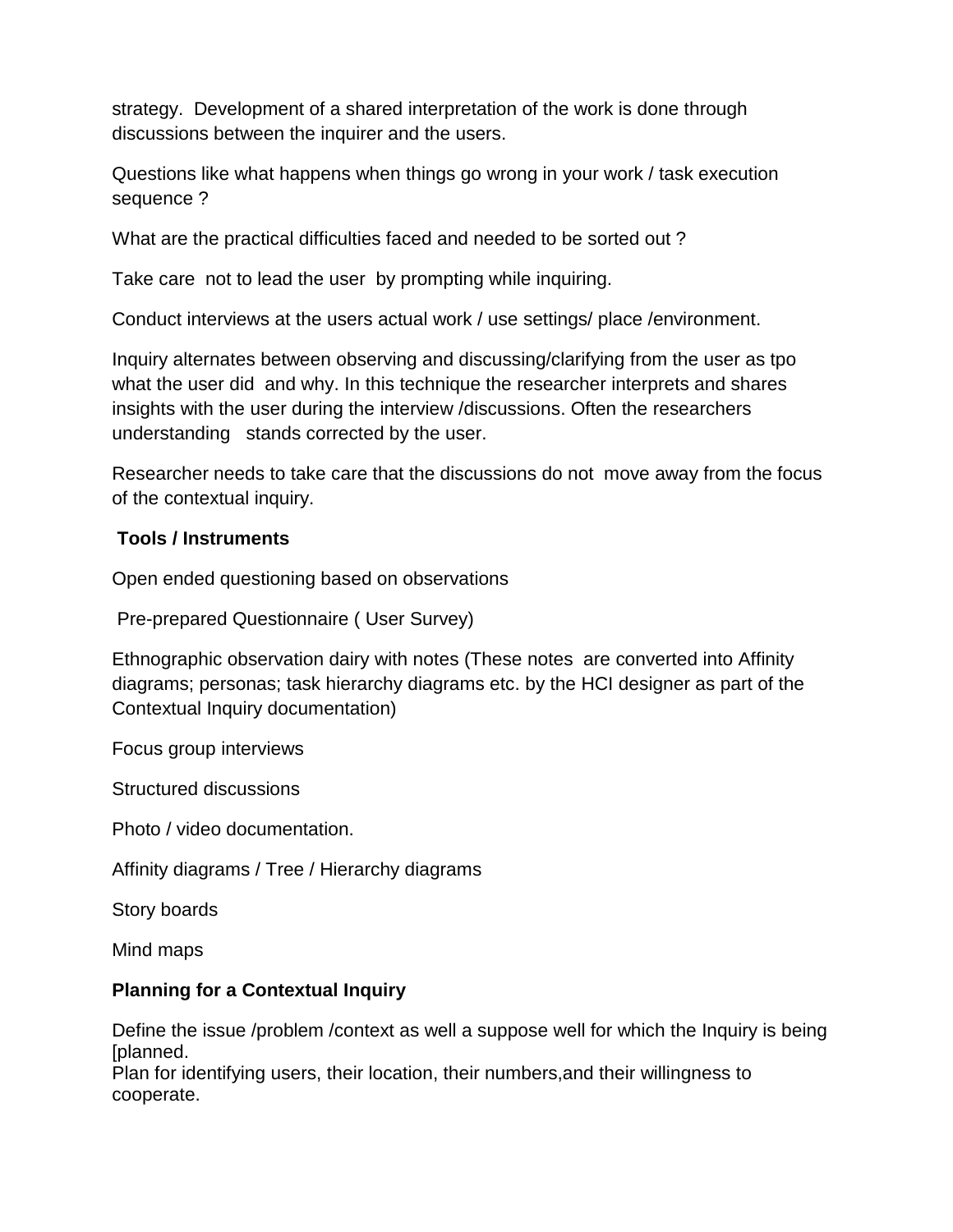strategy. Development of a shared interpretation of the work is done through discussions between the inquirer and the users.

Questions like what happens when things go wrong in your work / task execution sequence ?

What are the practical difficulties faced and needed to be sorted out ?

Take care not to lead the user by prompting while inquiring.

Conduct interviews at the users actual work / use settings/ place /environment.

Inquiry alternates between observing and discussing/clarifying from the user as tpo what the user did and why. In this technique the researcher interprets and shares insights with the user during the interview /discussions. Often the researchers understanding stands corrected by the user.

Researcher needs to take care that the discussions do not move away from the focus of the contextual inquiry.

**Tools / Instruments**

Open ended questioning based on observations

Pre-prepared Questionnaire ( User Survey)

Ethnographic observation dairy with notes (These notes are converted into Affinity diagrams; personas; task hierarchy diagrams etc. by the HCI designer as part of the Contextual Inquiry documentation)

Focus group interviews

Structured discussions

Photo / video documentation.

Affinity diagrams / Tree / Hierarchy diagrams

Story boards

Mind maps

**Planning for a Contextual Inquiry**

Define the issue /problem /context as well a suppose well for which the Inquiry is being [planned.
Plan for identifying users, their location, their numbers,and their willingness to cooperate.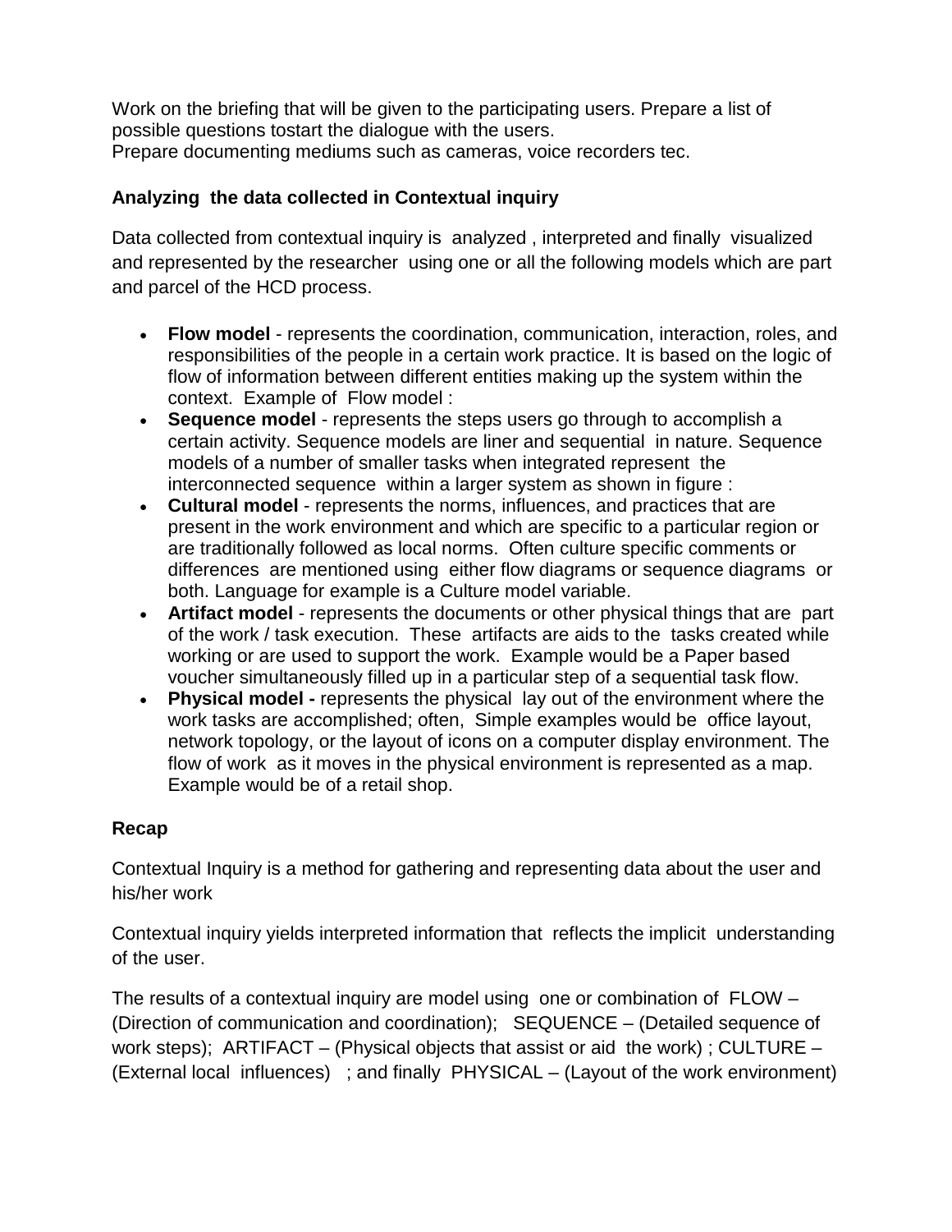Work on the briefing that will be given to the participating users. Prepare a list of possible questions tostart the dialogue with the users.
Prepare documenting mediums such as cameras, voice recorders tec.

**Analyzing the data collected in Contextual inquiry**

Data collected from contextual inquiry is analyzed , interpreted and finally visualized and represented by the researcher using one or all the following models which are part and parcel of the HCD process.

- **Flow model** - represents the coordination, communication, interaction, roles, and responsibilities of the people in a certain work practice. It is based on the logic of flow of information between different entities making up the system within the context. Example of Flow model :
- **Sequence model** - represents the steps users go through to accomplish a certain activity. Sequence models are liner and sequential in nature. Sequence models of a number of smaller tasks when integrated represent the interconnected sequence within a larger system as shown in figure :
- **Cultural model** - represents the norms, influences, and practices that are present in the work environment and which are specific to a particular region or are traditionally followed as local norms. Often culture specific comments or differences are mentioned using either flow diagrams or sequence diagrams or both. Language for example is a Culture model variable.
- **Artifact model** - represents the documents or other physical things that are part of the work / task execution. These artifacts are aids to the tasks created while working or are used to support the work. Example would be a Paper based voucher simultaneously filled up in a particular step of a sequential task flow.
- **Physical model -** represents the physical lay out of the environment where the work tasks are accomplished; often, Simple examples would be office layout, network topology, or the layout of icons on a computer display environment. The flow of work as it moves in the physical environment is represented as a map. Example would be of a retail shop.

**Recap**

Contextual Inquiry is a method for gathering and representing data about the user and his/her work

Contextual inquiry yields interpreted information that reflects the implicit understanding of the user.

The results of a contextual inquiry are model using one or combination of FLOW – (Direction of communication and coordination); SEQUENCE – (Detailed sequence of work steps); ARTIFACT – (Physical objects that assist or aid the work) ; CULTURE – (External local influences) ; and finally PHYSICAL – (Layout of the work environment)